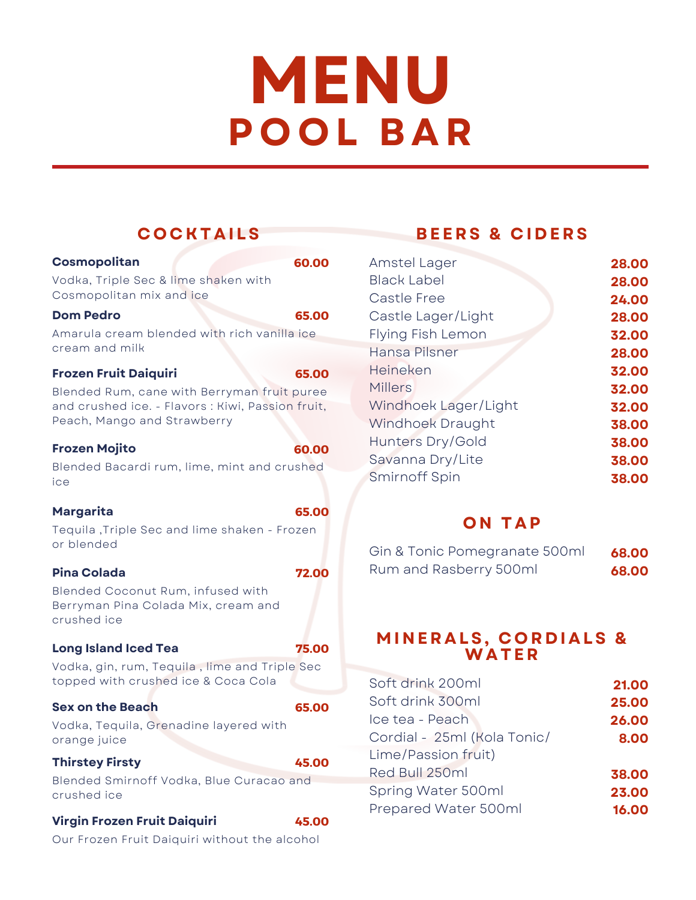# MENU
## POOL BAR

### COCKTAILS

**Cosmopolitan** — **60.00**
Vodka, Triple Sec & lime shaken with Cosmopolitan mix and ice

**Dom Pedro** — **65.00**
Amarula cream blended with rich vanilla ice cream and milk

**Frozen Fruit Daiquiri** — **65.00**
Blended Rum, cane with Berryman fruit puree and crushed ice. - Flavors : Kiwi, Passion fruit, Peach, Mango and Strawberry

**Frozen Mojito** — **60.00**
Blended Bacardi rum, lime, mint and crushed ice

**Margarita** — **65.00**
Tequila ,Triple Sec and lime shaken - Frozen or blended

**Pina Colada** — **72.00**
Blended Coconut Rum, infused with Berryman Pina Colada Mix, cream and crushed ice

**Long Island Iced Tea** — **75.00**
Vodka, gin, rum, Tequila , lime and Triple Sec topped with crushed ice & Coca Cola

**Sex on the Beach** — **65.00**
Vodka, Tequila, Grenadine layered with orange juice

**Thirstey Firsty** — **45.00**
Blended Smirnoff Vodka, Blue Curacao and crushed ice

**Virgin Frozen Fruit Daiquiri** — **45.00**
Our Frozen Fruit Daiquiri without the alcohol

### BEERS & CIDERS

| Item | Price |
|---|---|
| Amstel Lager | **28.00** |
| Black Label | **28.00** |
| Castle Free | **24.00** |
| Castle Lager/Light | **28.00** |
| Flying Fish Lemon | **32.00** |
| Hansa Pilsner | **28.00** |
| Heineken | **32.00** |
| Millers | **32.00** |
| Windhoek Lager/Light | **32.00** |
| Windhoek Draught | **38.00** |
| Hunters Dry/Gold | **38.00** |
| Savanna Dry/Lite | **38.00** |
| Smirnoff Spin | **38.00** |

### ON TAP

| Item | Price |
|---|---|
| Gin & Tonic Pomegranate 500ml | **68.00** |
| Rum and Rasberry 500ml | **68.00** |

### MINERALS, CORDIALS & WATER

| Item | Price |
|---|---|
| Soft drink 200ml | **21.00** |
| Soft drink 300ml | **25.00** |
| Ice tea - Peach | **26.00** |
| Cordial - 25ml (Kola Tonic/ Lime/Passion fruit) | **8.00** |
| Red Bull 250ml | **38.00** |
| Spring Water 500ml | **23.00** |
| Prepared Water 500ml | **16.00** |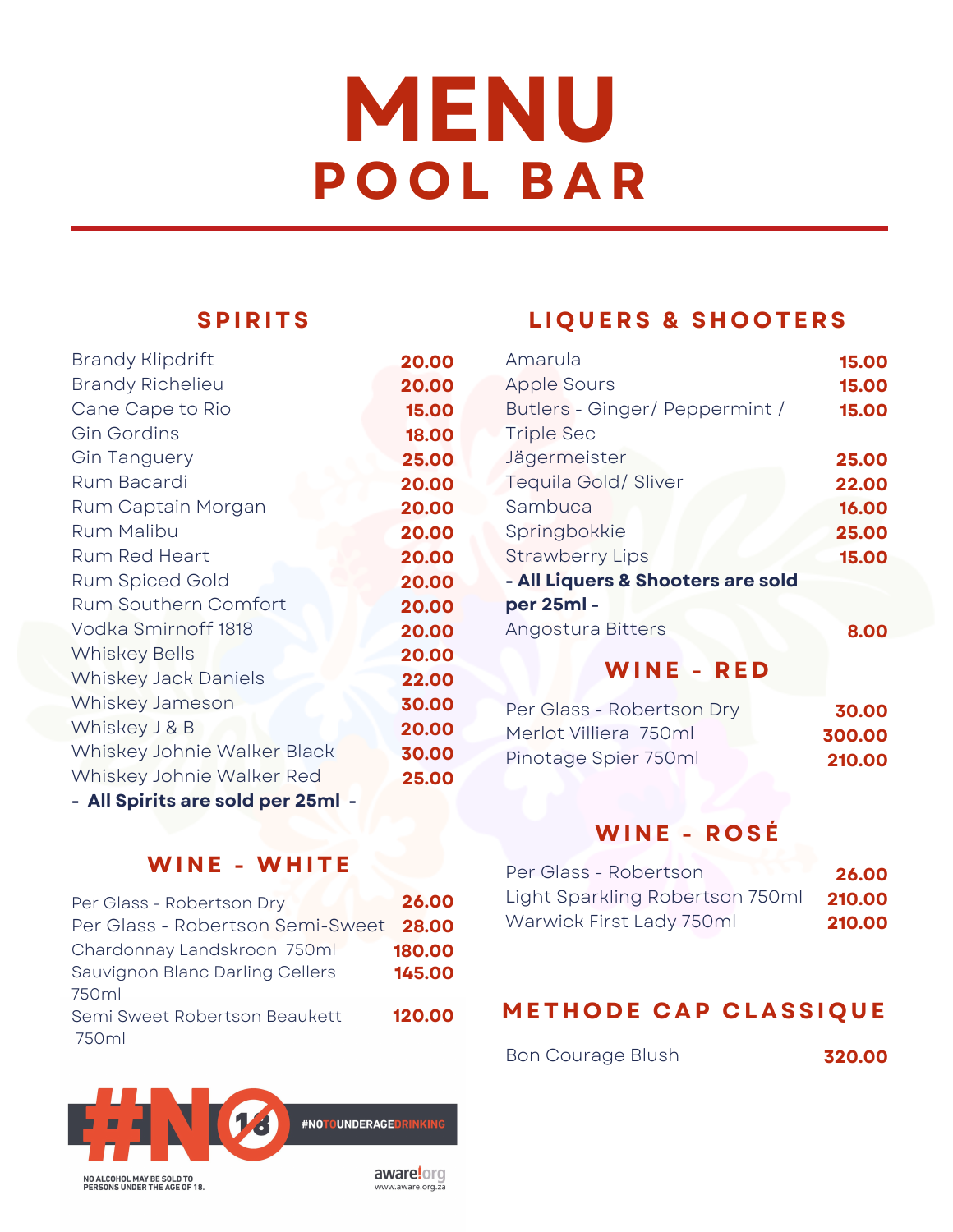# MENU

## POOL BAR

### SPIRITS

| | |
|---|---|
| Brandy Klipdrift | 20.00 |
| Brandy Richelieu | 20.00 |
| Cane Cape to Rio | 15.00 |
| Gin Gordins | 18.00 |
| Gin Tanguery | 25.00 |
| Rum Bacardi | 20.00 |
| Rum Captain Morgan | 20.00 |
| Rum Malibu | 20.00 |
| Rum Red Heart | 20.00 |
| Rum Spiced Gold | 20.00 |
| Rum Southern Comfort | 20.00 |
| Vodka Smirnoff 1818 | 20.00 |
| Whiskey Bells | 20.00 |
| Whiskey Jack Daniels | 22.00 |
| Whiskey Jameson | 30.00 |
| Whiskey J & B | 20.00 |
| Whiskey Johnie Walker Black | 30.00 |
| Whiskey Johnie Walker Red | 25.00 |

**- All Spirits are sold per 25ml -**

### WINE - WHITE

| | |
|---|---|
| Per Glass - Robertson Dry | 26.00 |
| Per Glass - Robertson Semi-Sweet | 28.00 |
| Chardonnay Landskroon 750ml | 180.00 |
| Sauvignon Blanc Darling Cellers 750ml | 145.00 |
| Semi Sweet Robertson Beaukett 750ml | 120.00 |

### LIQUERS & SHOOTERS

| | |
|---|---|
| Amarula | 15.00 |
| Apple Sours | 15.00 |
| Butlers - Ginger/ Peppermint / Triple Sec | 15.00 |
| Jägermeister | 25.00 |
| Tequila Gold/ Sliver | 22.00 |
| Sambuca | 16.00 |
| Springbokkie | 25.00 |
| Strawberry Lips | 15.00 |

**- All Liquers & Shooters are sold per 25ml -**

| | |
|---|---|
| Angostura Bitters | 8.00 |

### WINE - RED

| | |
|---|---|
| Per Glass - Robertson Dry | 30.00 |
| Merlot Villiera 750ml | 300.00 |
| Pinotage Spier 750ml | 210.00 |

### WINE - ROSÉ

| | |
|---|---|
| Per Glass - Robertson | 26.00 |
| Light Sparkling Robertson 750ml | 210.00 |
| Warwick First Lady 750ml | 210.00 |

### METHODE CAP CLASSIQUE

| | |
|---|---|
| Bon Courage Blush | 320.00 |

#NO 18 #NOTOUNDERAGEDRINKING

NO ALCOHOL MAY BE SOLD TO PERSONS UNDER THE AGE OF 18.

aware!org www.aware.org.za